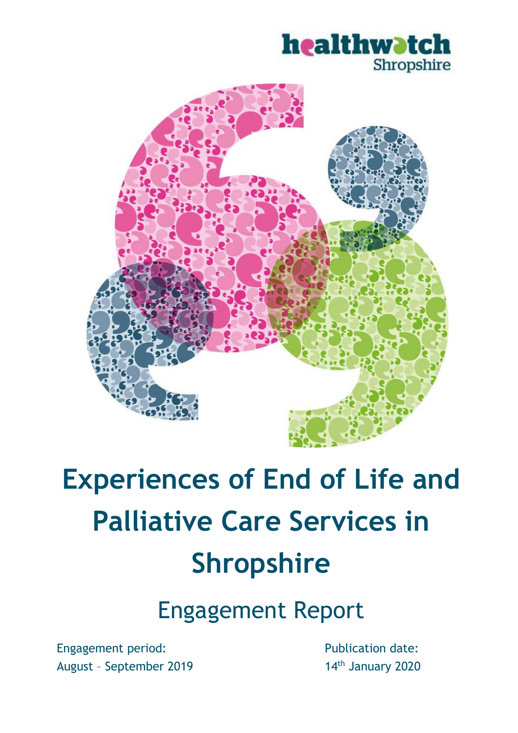healthwatch Shropshire

# Experiences of End of Life and Palliative Care Services in Shropshire

## Engagement Report

Engagement period:
August – September 2019

Publication date:
14th January 2020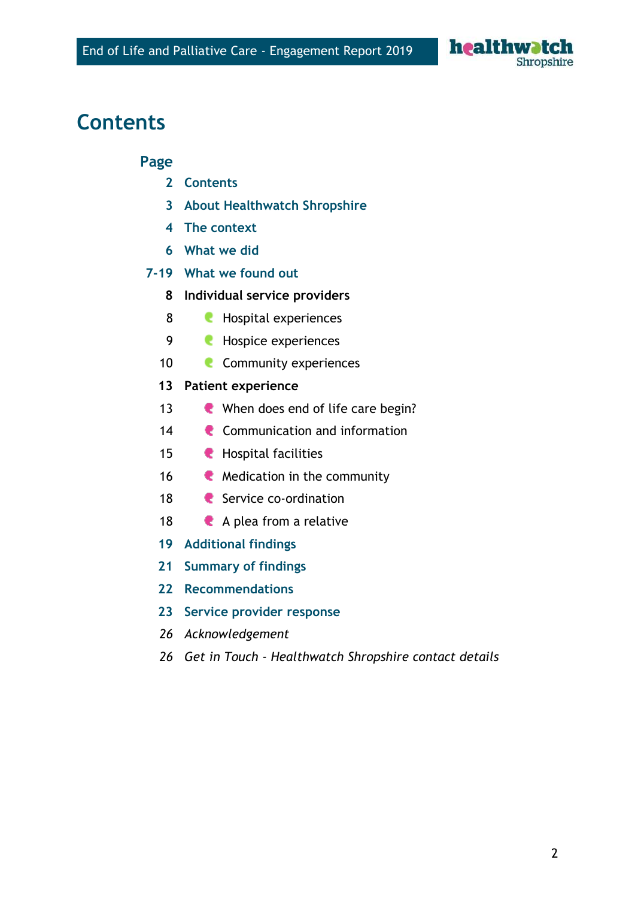# Contents

| Page | |
|---|---|
| 2 | Contents |
| 3 | About Healthwatch Shropshire |
| 4 | The context |
| 6 | What we did |
| 7-19 | What we found out |
| 8 | **Individual service providers** |
| 8 | Hospital experiences |
| 9 | Hospice experiences |
| 10 | Community experiences |
| 13 | **Patient experience** |
| 13 | When does end of life care begin? |
| 14 | Communication and information |
| 15 | Hospital facilities |
| 16 | Medication in the community |
| 18 | Service co-ordination |
| 18 | A plea from a relative |
| 19 | Additional findings |
| 21 | Summary of findings |
| 22 | Recommendations |
| 23 | Service provider response |
| *26* | *Acknowledgement* |
| *26* | *Get in Touch - Healthwatch Shropshire contact details* |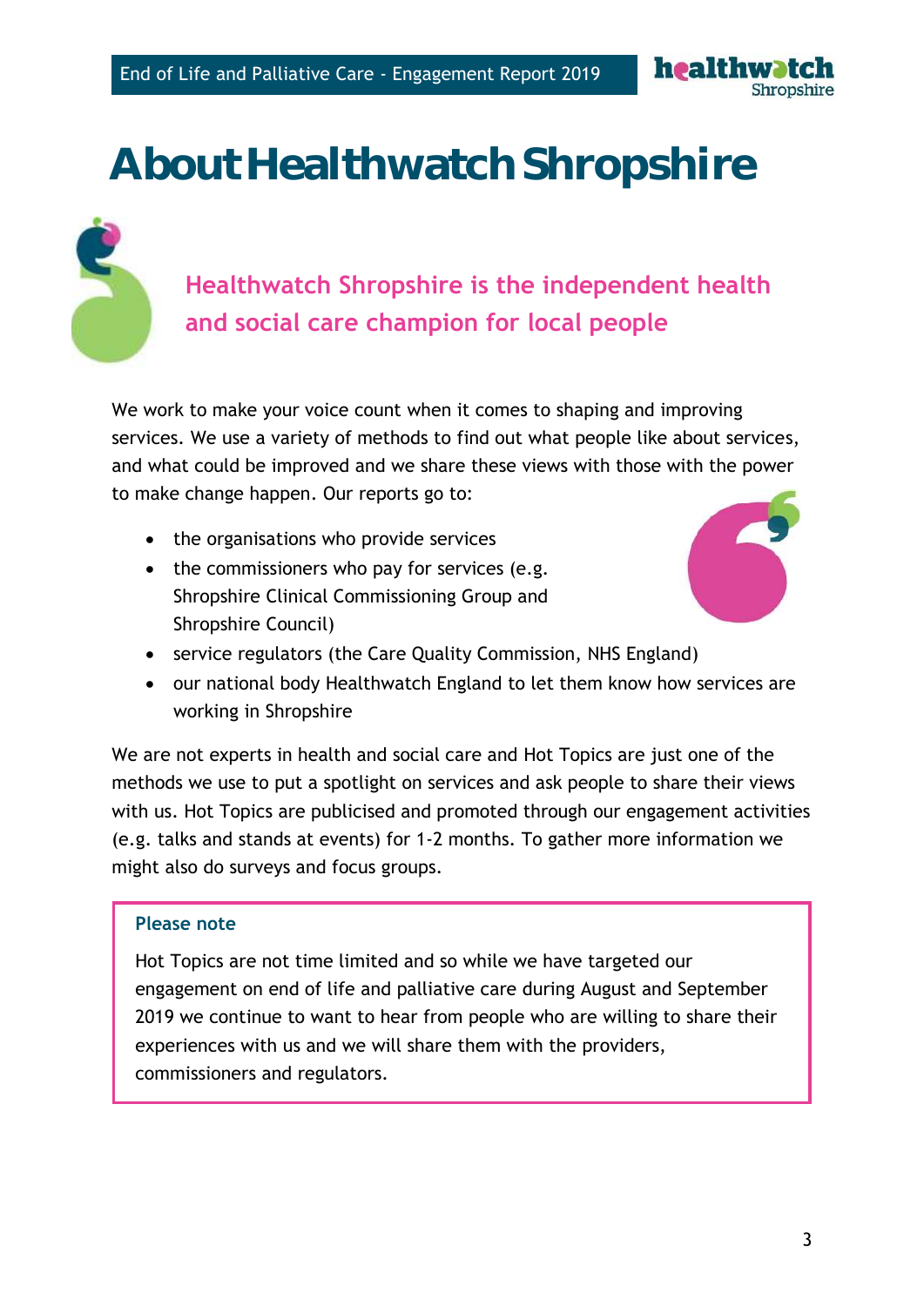# About Healthwatch Shropshire

## Healthwatch Shropshire is the independent health and social care champion for local people

We work to make your voice count when it comes to shaping and improving services. We use a variety of methods to find out what people like about services, and what could be improved and we share these views with those with the power to make change happen. Our reports go to:

- the organisations who provide services
- the commissioners who pay for services (e.g. Shropshire Clinical Commissioning Group and Shropshire Council)
- service regulators (the Care Quality Commission, NHS England)
- our national body Healthwatch England to let them know how services are working in Shropshire

We are not experts in health and social care and Hot Topics are just one of the methods we use to put a spotlight on services and ask people to share their views with us. Hot Topics are publicised and promoted through our engagement activities (e.g. talks and stands at events) for 1-2 months. To gather more information we might also do surveys and focus groups.

**Please note**

Hot Topics are not time limited and so while we have targeted our engagement on end of life and palliative care during August and September 2019 we continue to want to hear from people who are willing to share their experiences with us and we will share them with the providers, commissioners and regulators.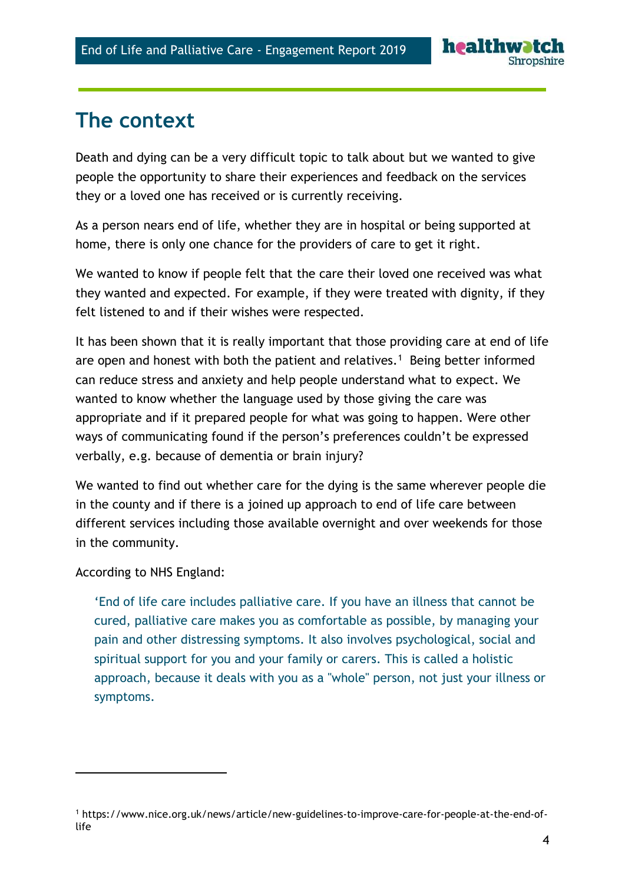# The context

Death and dying can be a very difficult topic to talk about but we wanted to give people the opportunity to share their experiences and feedback on the services they or a loved one has received or is currently receiving.

As a person nears end of life, whether they are in hospital or being supported at home, there is only one chance for the providers of care to get it right.

We wanted to know if people felt that the care their loved one received was what they wanted and expected. For example, if they were treated with dignity, if they felt listened to and if their wishes were respected.

It has been shown that it is really important that those providing care at end of life are open and honest with both the patient and relatives.[1] Being better informed can reduce stress and anxiety and help people understand what to expect. We wanted to know whether the language used by those giving the care was appropriate and if it prepared people for what was going to happen. Were other ways of communicating found if the person's preferences couldn't be expressed verbally, e.g. because of dementia or brain injury?

We wanted to find out whether care for the dying is the same wherever people die in the county and if there is a joined up approach to end of life care between different services including those available overnight and over weekends for those in the community.

According to NHS England:

> 'End of life care includes palliative care. If you have an illness that cannot be cured, palliative care makes you as comfortable as possible, by managing your pain and other distressing symptoms. It also involves psychological, social and spiritual support for you and your family or carers. This is called a holistic approach, because it deals with you as a "whole" person, not just your illness or symptoms.

---

[1] https://www.nice.org.uk/news/article/new-guidelines-to-improve-care-for-people-at-the-end-of-life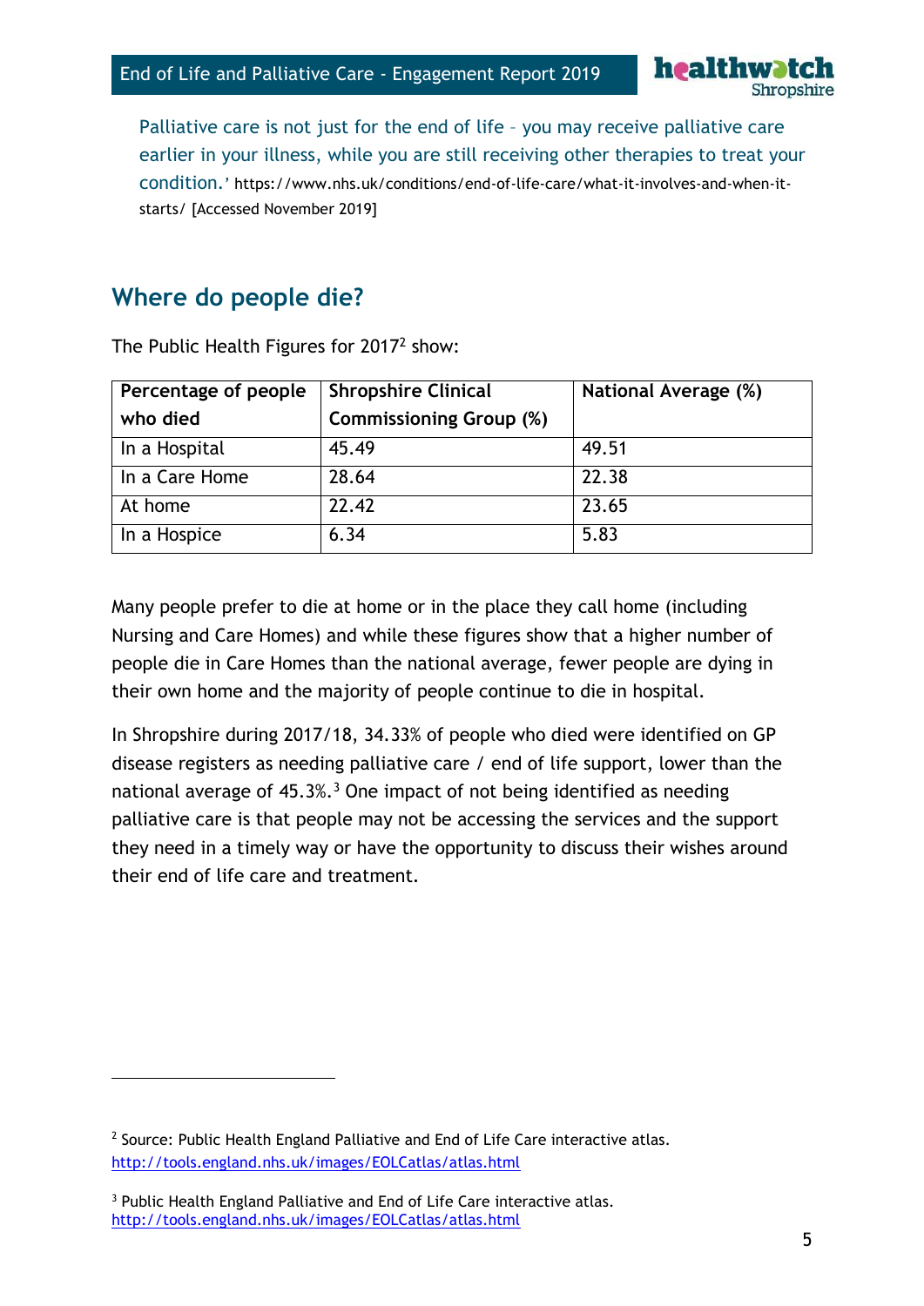Palliative care is not just for the end of life – you may receive palliative care earlier in your illness, while you are still receiving other therapies to treat your condition.' https://www.nhs.uk/conditions/end-of-life-care/what-it-involves-and-when-it-starts/ [Accessed November 2019]

## Where do people die?

The Public Health Figures for 2017[2] show:

| Percentage of people who died | Shropshire Clinical Commissioning Group (%) | National Average (%) |
|---|---|---|
| In a Hospital | 45.49 | 49.51 |
| In a Care Home | 28.64 | 22.38 |
| At home | 22.42 | 23.65 |
| In a Hospice | 6.34 | 5.83 |

Many people prefer to die at home or in the place they call home (including Nursing and Care Homes) and while these figures show that a higher number of people die in Care Homes than the national average, fewer people are dying in their own home and the majority of people continue to die in hospital.

In Shropshire during 2017/18, 34.33% of people who died were identified on GP disease registers as needing palliative care / end of life support, lower than the national average of 45.3%.[3] One impact of not being identified as needing palliative care is that people may not be accessing the services and the support they need in a timely way or have the opportunity to discuss their wishes around their end of life care and treatment.

---

[2] Source: Public Health England Palliative and End of Life Care interactive atlas. http://tools.england.nhs.uk/images/EOLCatlas/atlas.html

[3] Public Health England Palliative and End of Life Care interactive atlas. http://tools.england.nhs.uk/images/EOLCatlas/atlas.html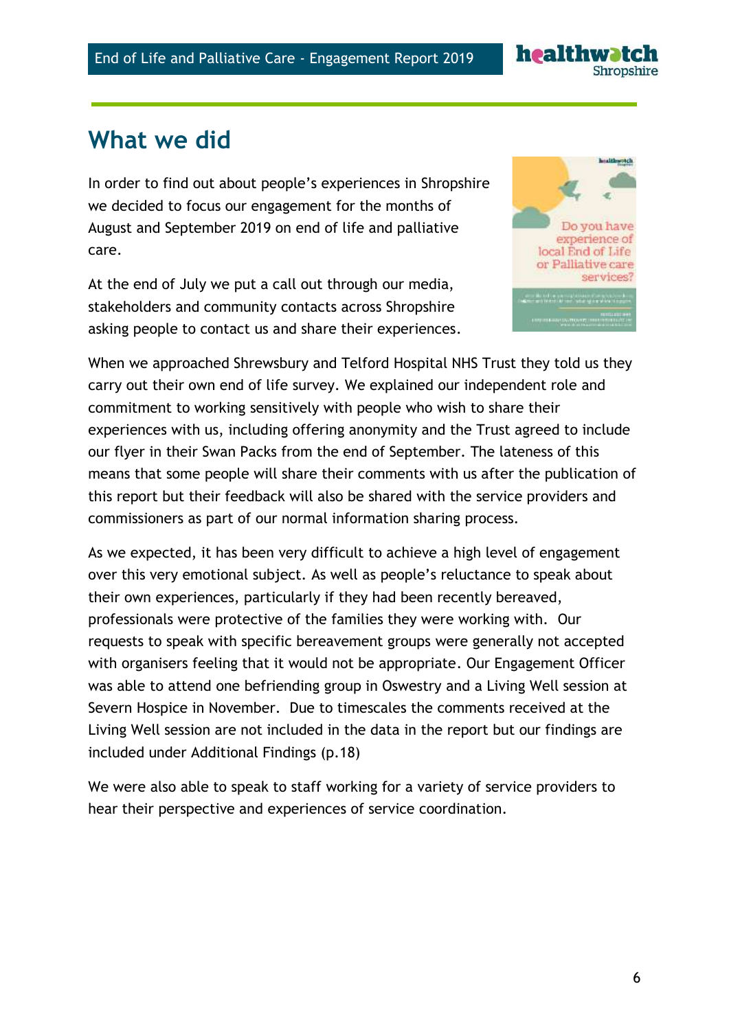# What we did

In order to find out about people's experiences in Shropshire we decided to focus our engagement for the months of August and September 2019 on end of life and palliative care.

At the end of July we put a call out through our media, stakeholders and community contacts across Shropshire asking people to contact us and share their experiences.

When we approached Shrewsbury and Telford Hospital NHS Trust they told us they carry out their own end of life survey. We explained our independent role and commitment to working sensitively with people who wish to share their experiences with us, including offering anonymity and the Trust agreed to include our flyer in their Swan Packs from the end of September. The lateness of this means that some people will share their comments with us after the publication of this report but their feedback will also be shared with the service providers and commissioners as part of our normal information sharing process.

As we expected, it has been very difficult to achieve a high level of engagement over this very emotional subject. As well as people's reluctance to speak about their own experiences, particularly if they had been recently bereaved, professionals were protective of the families they were working with. Our requests to speak with specific bereavement groups were generally not accepted with organisers feeling that it would not be appropriate. Our Engagement Officer was able to attend one befriending group in Oswestry and a Living Well session at Severn Hospice in November. Due to timescales the comments received at the Living Well session are not included in the data in the report but our findings are included under Additional Findings (p.18)

We were also able to speak to staff working for a variety of service providers to hear their perspective and experiences of service coordination.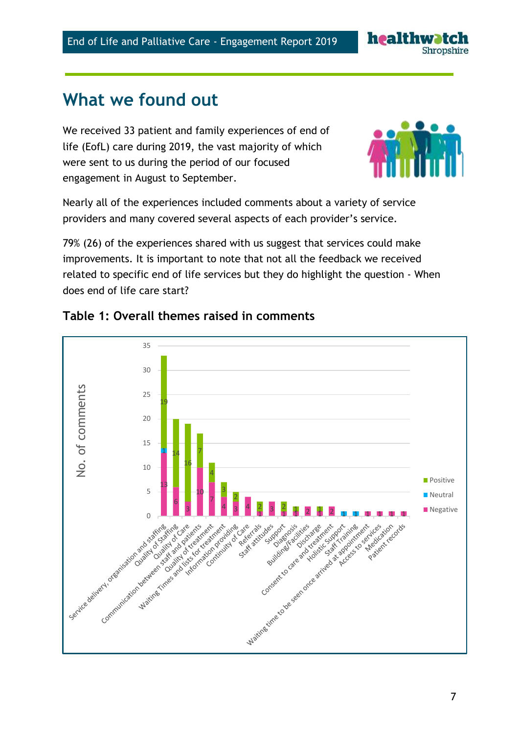# What we found out

We received 33 patient and family experiences of end of life (EofL) care during 2019, the vast majority of which were sent to us during the period of our focused engagement in August to September.

Nearly all of the experiences included comments about a variety of service providers and many covered several aspects of each provider's service.

79% (26) of the experiences shared with us suggest that services could make improvements. It is important to note that not all the feedback we received related to specific end of life services but they do highlight the question - When does end of life care start?

## Table 1: Overall themes raised in comments

| Theme | Negative | Neutral | Positive |
|---|---|---|---|
| Service delivery, organisation and staffing | 13 | 1 | 19 |
| Quality of Staffing | 6 | | 14 |
| Quality of Care | 3 | | 16 |
| Communication between staff and patients | 10 | | 7 |
| Quality of treatment | 7 | | 4 |
| Waiting Times and lists for treatment | 4 | | 3 |
| Information providing | 3 | | 2 |
| Continuity of Care | 4 | | |
| Referrals | 1 | | 2 |
| Staff attitudes | 3 | | |
| Support | 1 | | 2 |
| Diagnosis | 1 | | 1 |
| Building/Facilities | 2 | | |
| Discharge | 1 | | 1 |
| Consent to care and treatment | 2 | | |
| Holistic Support | | 1 | |
| Staff Training | | 1 | |
| Waiting time to be seen once arrived at appointment | 1 | | |
| Access to services | 1 | | |
| Medication | 1 | | |
| Patient records | 1 | | |

(No. of comments)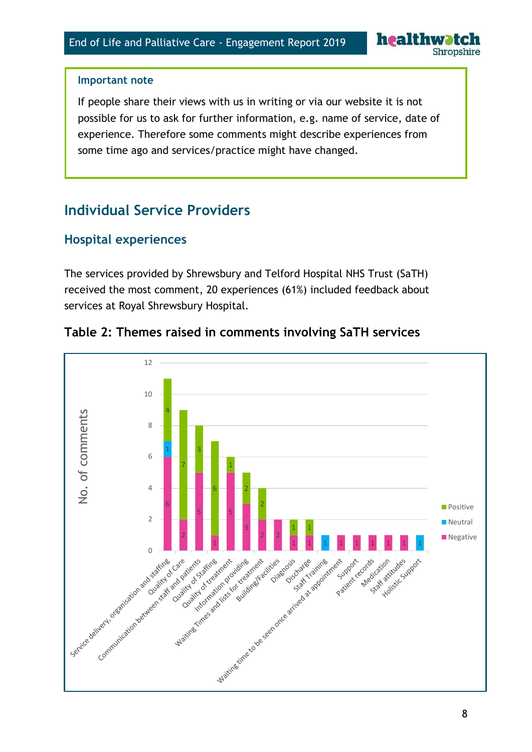**Important note**

If people share their views with us in writing or via our website it is not possible for us to ask for further information, e.g. name of service, date of experience. Therefore some comments might describe experiences from some time ago and services/practice might have changed.

## Individual Service Providers

### Hospital experiences

The services provided by Shrewsbury and Telford Hospital NHS Trust (SaTH) received the most comment, 20 experiences (61%) included feedback about services at Royal Shrewsbury Hospital.

**Table 2: Themes raised in comments involving SaTH services**

| Theme | Negative | Neutral | Positive |
|---|---|---|---|
| Service delivery, organisation and staffing | 6 | 1 | 4 |
| Quality of Care | 2 | | 7 |
| Communication between staff and patients | 5 | | 3 |
| Quality of Staffing | 1 | | 6 |
| Quality of treatment | 5 | | 1 |
| Information providing | 3 | | 2 |
| Waiting Times and lists for treatment | 2 | | 2 |
| Building/Facilities | 2 | | |
| Diagnosis | 1 | | 1 |
| Discharge | 1 | | 1 |
| Staff Training | | 1 | |
| Waiting time to be seen once arrived at appointment | 1 | | |
| Support | 1 | | |
| Patient records | 1 | | |
| Medication | 1 | | |
| Staff attitudes | 1 | | |
| Holistic Support | | 1 | |

(Y-axis: No. of comments)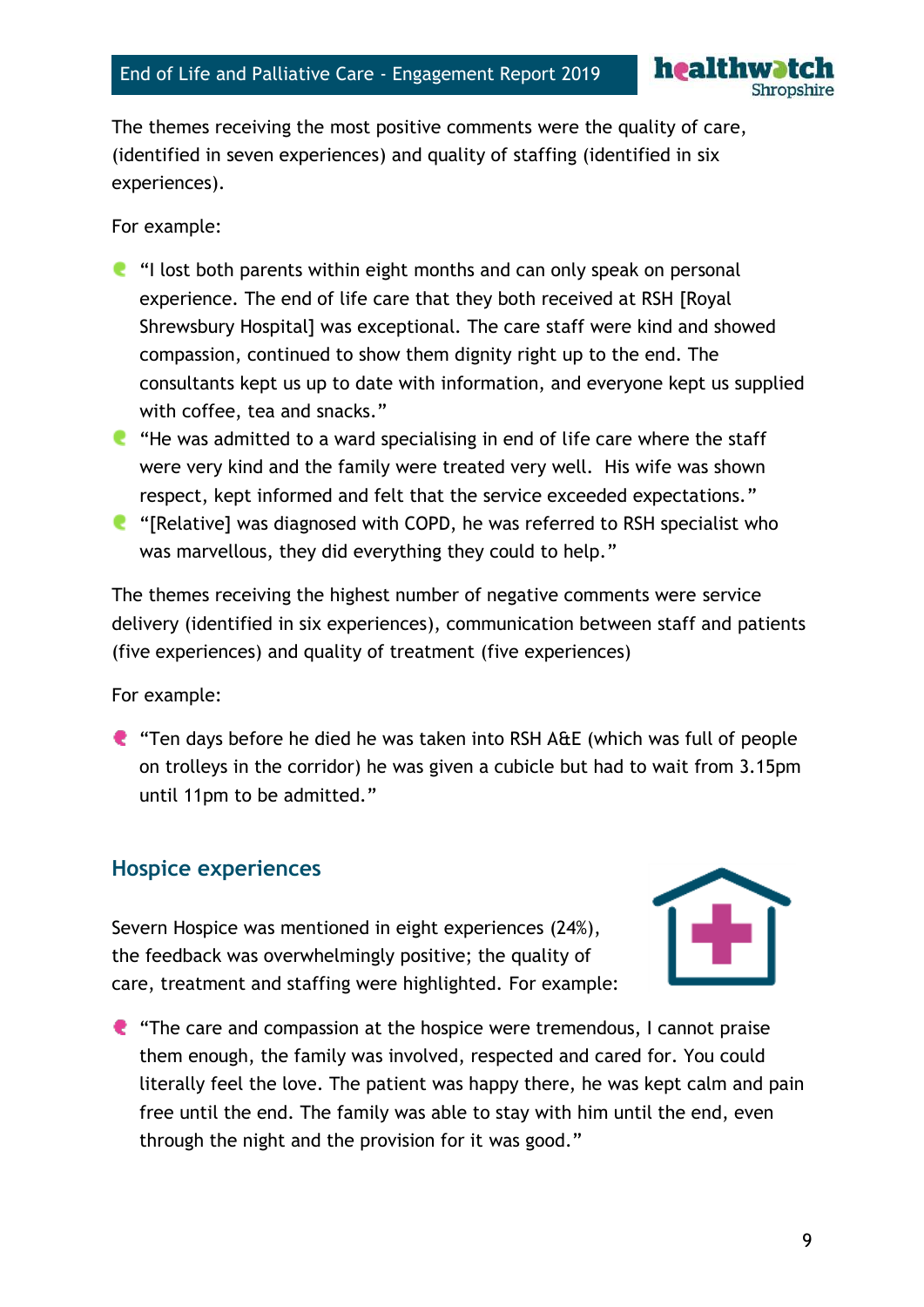The themes receiving the most positive comments were the quality of care, (identified in seven experiences) and quality of staffing (identified in six experiences).

For example:

- "I lost both parents within eight months and can only speak on personal experience. The end of life care that they both received at RSH [Royal Shrewsbury Hospital] was exceptional. The care staff were kind and showed compassion, continued to show them dignity right up to the end. The consultants kept us up to date with information, and everyone kept us supplied with coffee, tea and snacks."
- "He was admitted to a ward specialising in end of life care where the staff were very kind and the family were treated very well. His wife was shown respect, kept informed and felt that the service exceeded expectations."
- "[Relative] was diagnosed with COPD, he was referred to RSH specialist who was marvellous, they did everything they could to help."

The themes receiving the highest number of negative comments were service delivery (identified in six experiences), communication between staff and patients (five experiences) and quality of treatment (five experiences)

For example:

- "Ten days before he died he was taken into RSH A&E (which was full of people on trolleys in the corridor) he was given a cubicle but had to wait from 3.15pm until 11pm to be admitted."

## Hospice experiences

Severn Hospice was mentioned in eight experiences (24%), the feedback was overwhelmingly positive; the quality of care, treatment and staffing were highlighted. For example:

- "The care and compassion at the hospice were tremendous, I cannot praise them enough, the family was involved, respected and cared for. You could literally feel the love. The patient was happy there, he was kept calm and pain free until the end. The family was able to stay with him until the end, even through the night and the provision for it was good."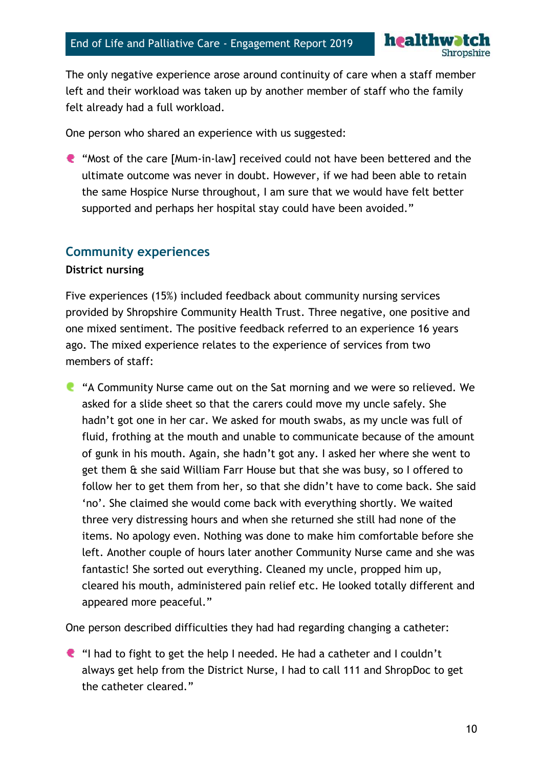The only negative experience arose around continuity of care when a staff member left and their workload was taken up by another member of staff who the family felt already had a full workload.

One person who shared an experience with us suggested:

- "Most of the care [Mum-in-law] received could not have been bettered and the ultimate outcome was never in doubt. However, if we had been able to retain the same Hospice Nurse throughout, I am sure that we would have felt better supported and perhaps her hospital stay could have been avoided."

## Community experiences

**District nursing**

Five experiences (15%) included feedback about community nursing services provided by Shropshire Community Health Trust. Three negative, one positive and one mixed sentiment. The positive feedback referred to an experience 16 years ago. The mixed experience relates to the experience of services from two members of staff:

- "A Community Nurse came out on the Sat morning and we were so relieved. We asked for a slide sheet so that the carers could move my uncle safely. She hadn't got one in her car. We asked for mouth swabs, as my uncle was full of fluid, frothing at the mouth and unable to communicate because of the amount of gunk in his mouth. Again, she hadn't got any. I asked her where she went to get them & she said William Farr House but that she was busy, so I offered to follow her to get them from her, so that she didn't have to come back. She said 'no'. She claimed she would come back with everything shortly. We waited three very distressing hours and when she returned she still had none of the items. No apology even. Nothing was done to make him comfortable before she left. Another couple of hours later another Community Nurse came and she was fantastic! She sorted out everything. Cleaned my uncle, propped him up, cleared his mouth, administered pain relief etc. He looked totally different and appeared more peaceful."

One person described difficulties they had had regarding changing a catheter:

- "I had to fight to get the help I needed. He had a catheter and I couldn't always get help from the District Nurse, I had to call 111 and ShropDoc to get the catheter cleared."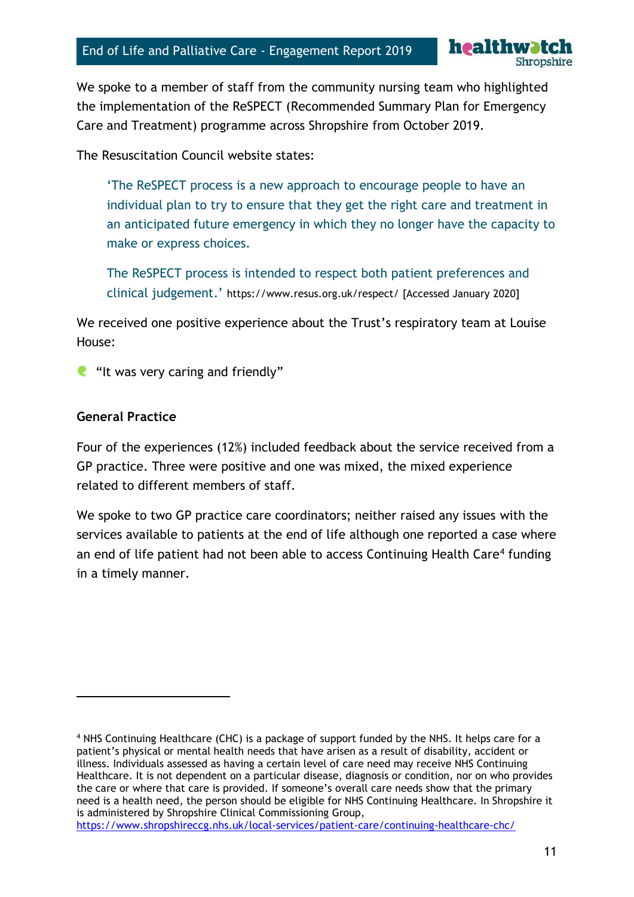We spoke to a member of staff from the community nursing team who highlighted the implementation of the ReSPECT (Recommended Summary Plan for Emergency Care and Treatment) programme across Shropshire from October 2019.

The Resuscitation Council website states:

> 'The ReSPECT process is a new approach to encourage people to have an individual plan to try to ensure that they get the right care and treatment in an anticipated future emergency in which they no longer have the capacity to make or express choices.
>
> The ReSPECT process is intended to respect both patient preferences and clinical judgement.' https://www.resus.org.uk/respect/ [Accessed January 2020]

We received one positive experience about the Trust's respiratory team at Louise House:

- "It was very caring and friendly"

**General Practice**

Four of the experiences (12%) included feedback about the service received from a GP practice. Three were positive and one was mixed, the mixed experience related to different members of staff.

We spoke to two GP practice care coordinators; neither raised any issues with the services available to patients at the end of life although one reported a case where an end of life patient had not been able to access Continuing Health Care[4] funding in a timely manner.

---

[4] NHS Continuing Healthcare (CHC) is a package of support funded by the NHS. It helps care for a patient's physical or mental health needs that have arisen as a result of disability, accident or illness. Individuals assessed as having a certain level of care need may receive NHS Continuing Healthcare. It is not dependent on a particular disease, diagnosis or condition, nor on who provides the care or where that care is provided. If someone's overall care needs show that the primary need is a health need, the person should be eligible for NHS Continuing Healthcare. In Shropshire it is administered by Shropshire Clinical Commissioning Group, https://www.shropshireccg.nhs.uk/local-services/patient-care/continuing-healthcare-chc/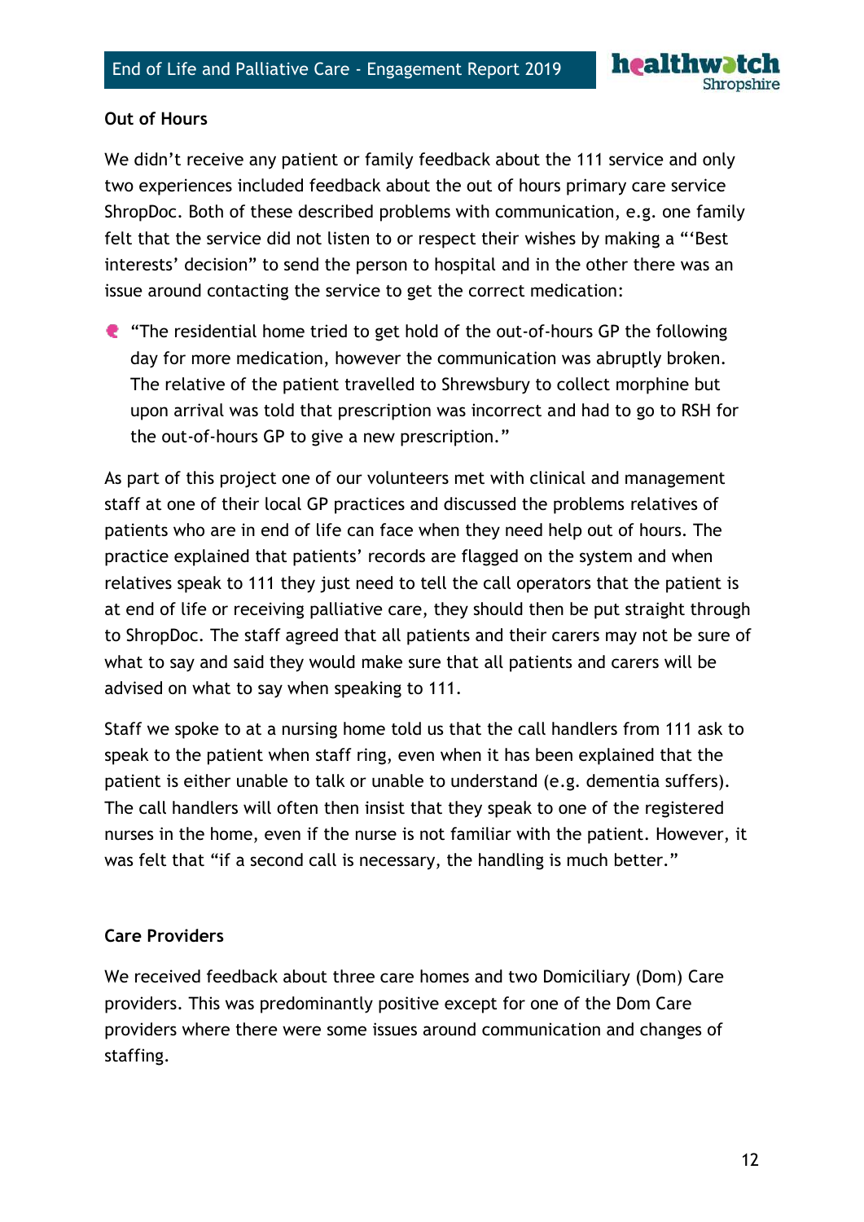**Out of Hours**

We didn't receive any patient or family feedback about the 111 service and only two experiences included feedback about the out of hours primary care service ShropDoc. Both of these described problems with communication, e.g. one family felt that the service did not listen to or respect their wishes by making a "'Best interests' decision" to send the person to hospital and in the other there was an issue around contacting the service to get the correct medication:

- "The residential home tried to get hold of the out-of-hours GP the following day for more medication, however the communication was abruptly broken. The relative of the patient travelled to Shrewsbury to collect morphine but upon arrival was told that prescription was incorrect and had to go to RSH for the out-of-hours GP to give a new prescription."

As part of this project one of our volunteers met with clinical and management staff at one of their local GP practices and discussed the problems relatives of patients who are in end of life can face when they need help out of hours. The practice explained that patients' records are flagged on the system and when relatives speak to 111 they just need to tell the call operators that the patient is at end of life or receiving palliative care, they should then be put straight through to ShropDoc. The staff agreed that all patients and their carers may not be sure of what to say and said they would make sure that all patients and carers will be advised on what to say when speaking to 111.

Staff we spoke to at a nursing home told us that the call handlers from 111 ask to speak to the patient when staff ring, even when it has been explained that the patient is either unable to talk or unable to understand (e.g. dementia suffers). The call handlers will often then insist that they speak to one of the registered nurses in the home, even if the nurse is not familiar with the patient. However, it was felt that "if a second call is necessary, the handling is much better."

**Care Providers**

We received feedback about three care homes and two Domiciliary (Dom) Care providers. This was predominantly positive except for one of the Dom Care providers where there were some issues around communication and changes of staffing.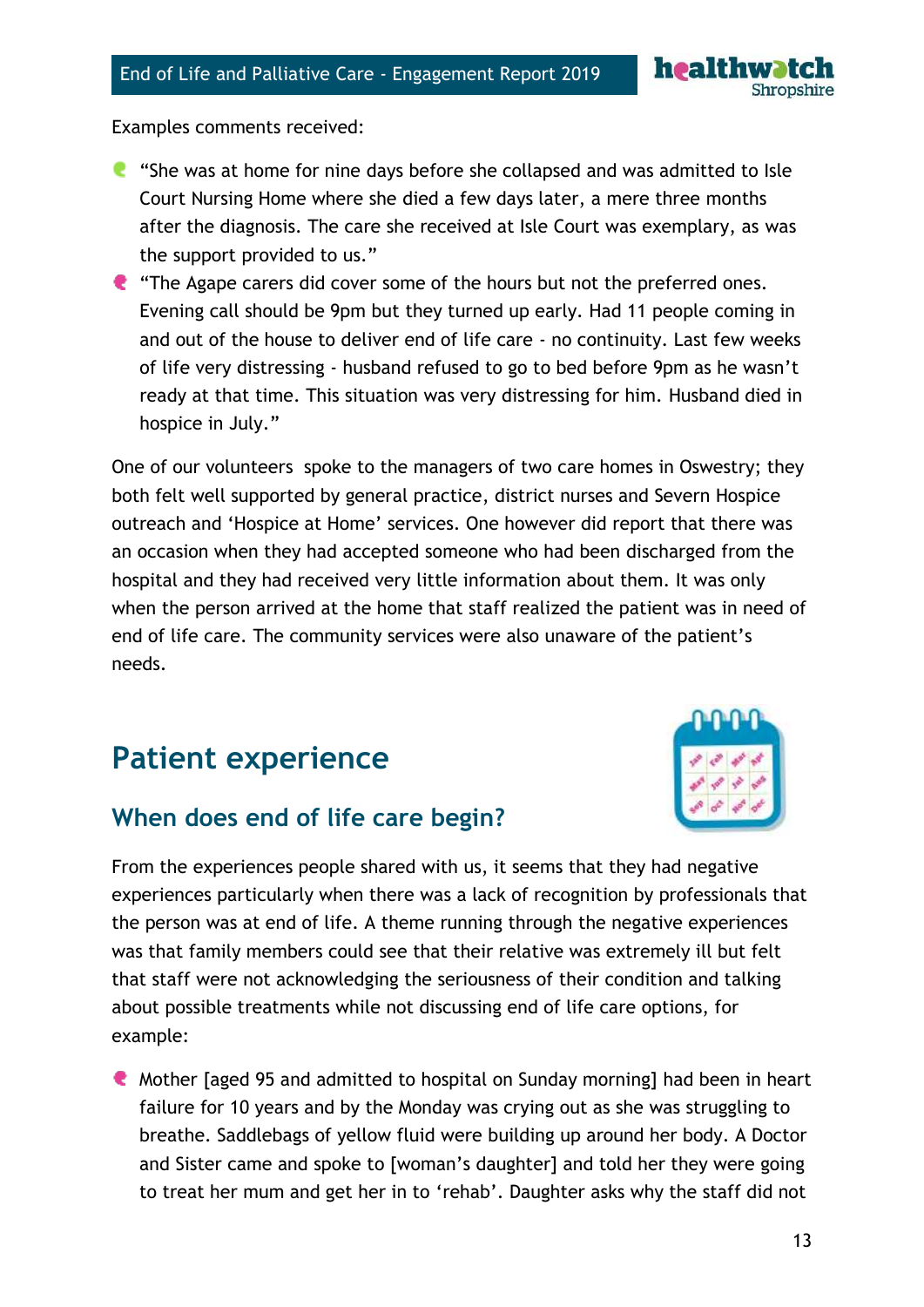Examples comments received:

- "She was at home for nine days before she collapsed and was admitted to Isle Court Nursing Home where she died a few days later, a mere three months after the diagnosis. The care she received at Isle Court was exemplary, as was the support provided to us."
- "The Agape carers did cover some of the hours but not the preferred ones. Evening call should be 9pm but they turned up early. Had 11 people coming in and out of the house to deliver end of life care - no continuity. Last few weeks of life very distressing - husband refused to go to bed before 9pm as he wasn't ready at that time. This situation was very distressing for him. Husband died in hospice in July."

One of our volunteers spoke to the managers of two care homes in Oswestry; they both felt well supported by general practice, district nurses and Severn Hospice outreach and 'Hospice at Home' services. One however did report that there was an occasion when they had accepted someone who had been discharged from the hospital and they had received very little information about them. It was only when the person arrived at the home that staff realized the patient was in need of end of life care. The community services were also unaware of the patient's needs.

# Patient experience

## When does end of life care begin?

From the experiences people shared with us, it seems that they had negative experiences particularly when there was a lack of recognition by professionals that the person was at end of life. A theme running through the negative experiences was that family members could see that their relative was extremely ill but felt that staff were not acknowledging the seriousness of their condition and talking about possible treatments while not discussing end of life care options, for example:

- Mother [aged 95 and admitted to hospital on Sunday morning] had been in heart failure for 10 years and by the Monday was crying out as she was struggling to breathe. Saddlebags of yellow fluid were building up around her body. A Doctor and Sister came and spoke to [woman's daughter] and told her they were going to treat her mum and get her in to 'rehab'. Daughter asks why the staff did not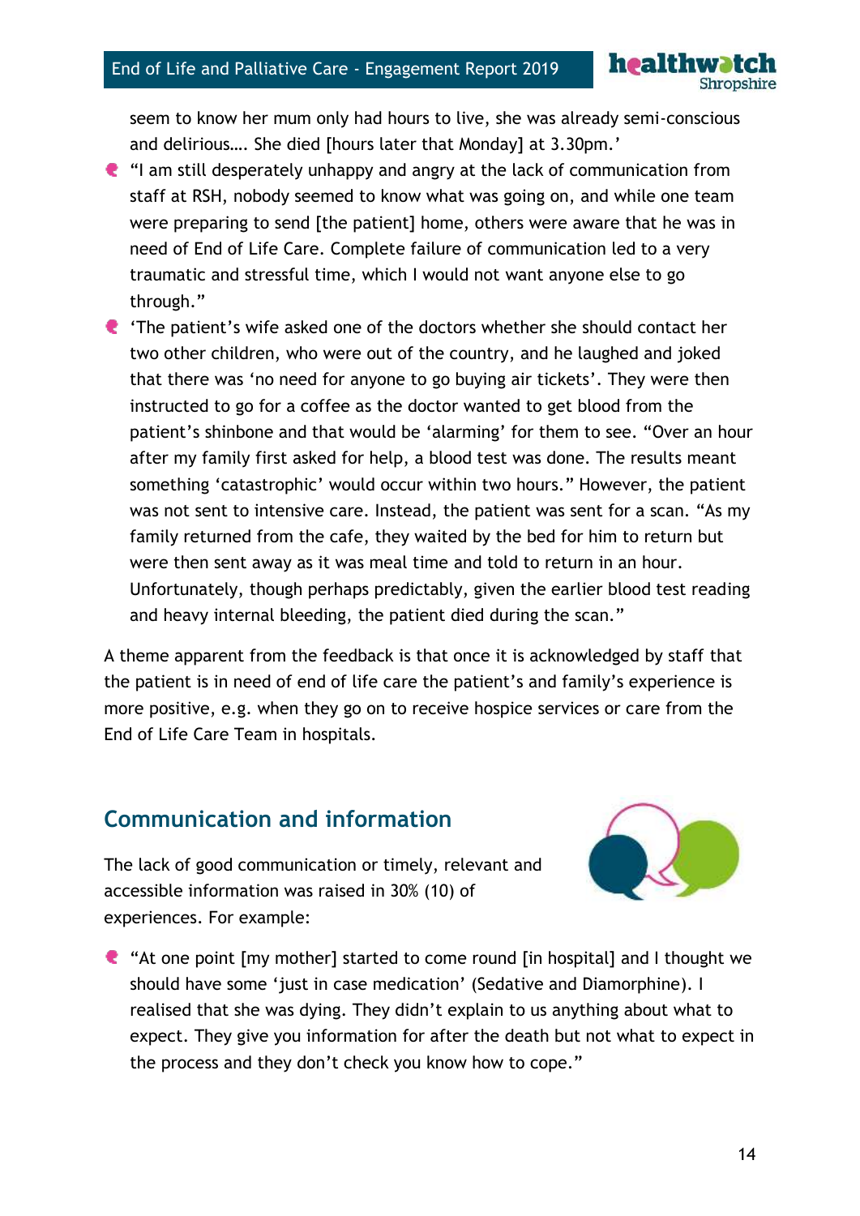seem to know her mum only had hours to live, she was already semi-conscious and delirious…. She died [hours later that Monday] at 3.30pm.'

- "I am still desperately unhappy and angry at the lack of communication from staff at RSH, nobody seemed to know what was going on, and while one team were preparing to send [the patient] home, others were aware that he was in need of End of Life Care. Complete failure of communication led to a very traumatic and stressful time, which I would not want anyone else to go through."
- 'The patient's wife asked one of the doctors whether she should contact her two other children, who were out of the country, and he laughed and joked that there was 'no need for anyone to go buying air tickets'. They were then instructed to go for a coffee as the doctor wanted to get blood from the patient's shinbone and that would be 'alarming' for them to see. "Over an hour after my family first asked for help, a blood test was done. The results meant something 'catastrophic' would occur within two hours." However, the patient was not sent to intensive care. Instead, the patient was sent for a scan. "As my family returned from the cafe, they waited by the bed for him to return but were then sent away as it was meal time and told to return in an hour. Unfortunately, though perhaps predictably, given the earlier blood test reading and heavy internal bleeding, the patient died during the scan."

A theme apparent from the feedback is that once it is acknowledged by staff that the patient is in need of end of life care the patient's and family's experience is more positive, e.g. when they go on to receive hospice services or care from the End of Life Care Team in hospitals.

## Communication and information

The lack of good communication or timely, relevant and accessible information was raised in 30% (10) of experiences. For example:

- "At one point [my mother] started to come round [in hospital] and I thought we should have some 'just in case medication' (Sedative and Diamorphine). I realised that she was dying. They didn't explain to us anything about what to expect. They give you information for after the death but not what to expect in the process and they don't check you know how to cope."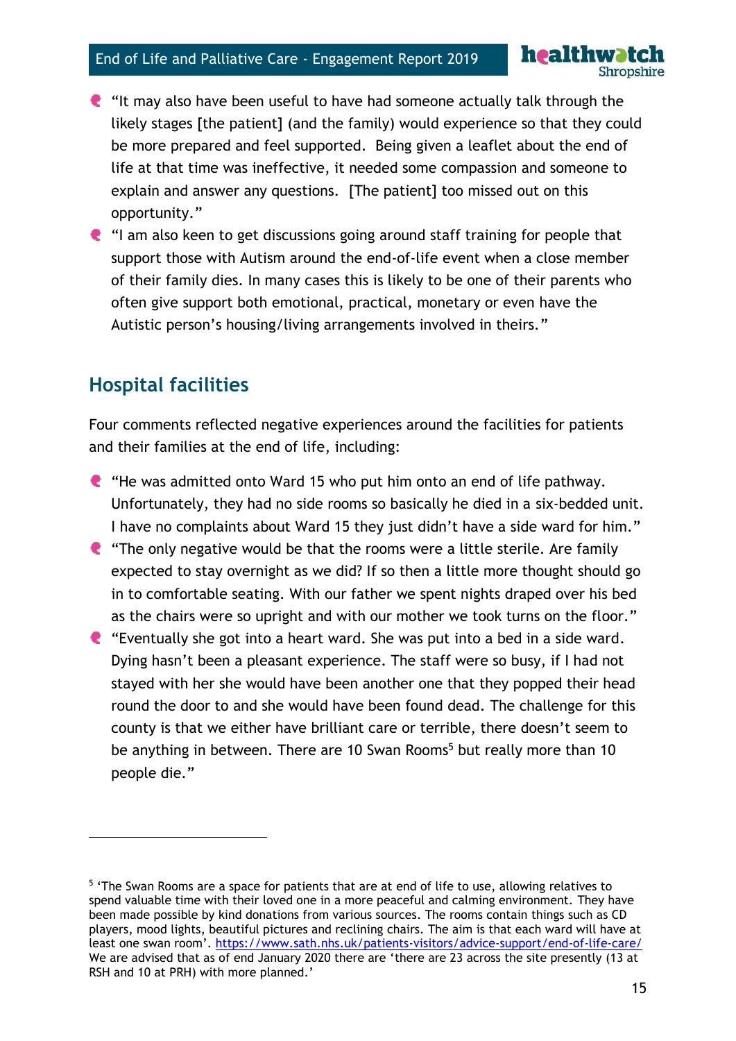- "It may also have been useful to have had someone actually talk through the likely stages [the patient] (and the family) would experience so that they could be more prepared and feel supported. Being given a leaflet about the end of life at that time was ineffective, it needed some compassion and someone to explain and answer any questions. [The patient] too missed out on this opportunity."
- "I am also keen to get discussions going around staff training for people that support those with Autism around the end-of-life event when a close member of their family dies. In many cases this is likely to be one of their parents who often give support both emotional, practical, monetary or even have the Autistic person's housing/living arrangements involved in theirs."

## Hospital facilities

Four comments reflected negative experiences around the facilities for patients and their families at the end of life, including:

- "He was admitted onto Ward 15 who put him onto an end of life pathway. Unfortunately, they had no side rooms so basically he died in a six-bedded unit. I have no complaints about Ward 15 they just didn't have a side ward for him."
- "The only negative would be that the rooms were a little sterile. Are family expected to stay overnight as we did? If so then a little more thought should go in to comfortable seating. With our father we spent nights draped over his bed as the chairs were so upright and with our mother we took turns on the floor."
- "Eventually she got into a heart ward. She was put into a bed in a side ward. Dying hasn't been a pleasant experience. The staff were so busy, if I had not stayed with her she would have been another one that they popped their head round the door to and she would have been found dead. The challenge for this county is that we either have brilliant care or terrible, there doesn't seem to be anything in between. There are 10 Swan Rooms[5] but really more than 10 people die."

---

[5] 'The Swan Rooms are a space for patients that are at end of life to use, allowing relatives to spend valuable time with their loved one in a more peaceful and calming environment. They have been made possible by kind donations from various sources. The rooms contain things such as CD players, mood lights, beautiful pictures and reclining chairs. The aim is that each ward will have at least one swan room'. https://www.sath.nhs.uk/patients-visitors/advice-support/end-of-life-care/ We are advised that as of end January 2020 there are 'there are 23 across the site presently (13 at RSH and 10 at PRH) with more planned.'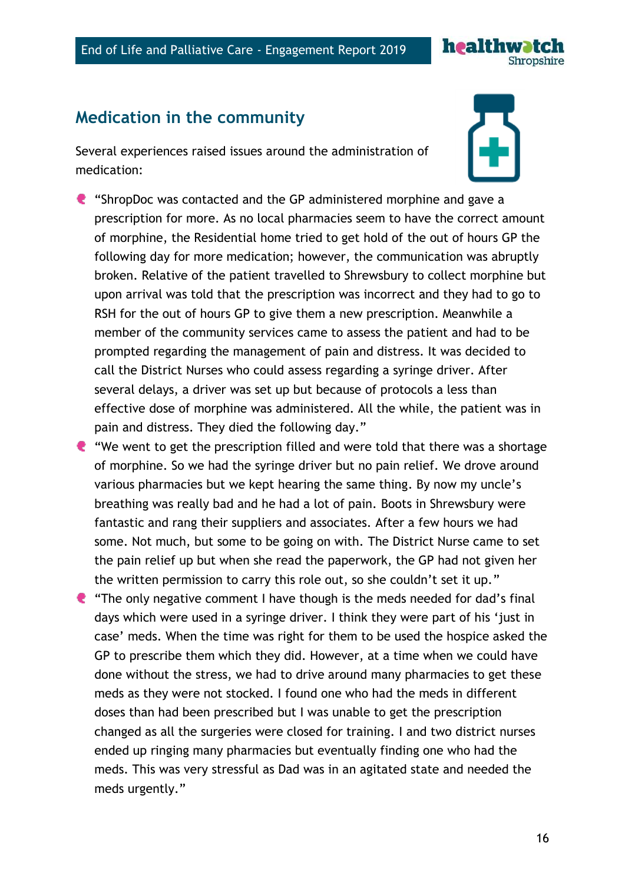## Medication in the community

Several experiences raised issues around the administration of medication:

- "ShropDoc was contacted and the GP administered morphine and gave a prescription for more. As no local pharmacies seem to have the correct amount of morphine, the Residential home tried to get hold of the out of hours GP the following day for more medication; however, the communication was abruptly broken. Relative of the patient travelled to Shrewsbury to collect morphine but upon arrival was told that the prescription was incorrect and they had to go to RSH for the out of hours GP to give them a new prescription. Meanwhile a member of the community services came to assess the patient and had to be prompted regarding the management of pain and distress. It was decided to call the District Nurses who could assess regarding a syringe driver. After several delays, a driver was set up but because of protocols a less than effective dose of morphine was administered. All the while, the patient was in pain and distress. They died the following day."
- "We went to get the prescription filled and were told that there was a shortage of morphine. So we had the syringe driver but no pain relief. We drove around various pharmacies but we kept hearing the same thing. By now my uncle's breathing was really bad and he had a lot of pain. Boots in Shrewsbury were fantastic and rang their suppliers and associates. After a few hours we had some. Not much, but some to be going on with. The District Nurse came to set the pain relief up but when she read the paperwork, the GP had not given her the written permission to carry this role out, so she couldn't set it up."
- "The only negative comment I have though is the meds needed for dad's final days which were used in a syringe driver. I think they were part of his 'just in case' meds. When the time was right for them to be used the hospice asked the GP to prescribe them which they did. However, at a time when we could have done without the stress, we had to drive around many pharmacies to get these meds as they were not stocked. I found one who had the meds in different doses than had been prescribed but I was unable to get the prescription changed as all the surgeries were closed for training. I and two district nurses ended up ringing many pharmacies but eventually finding one who had the meds. This was very stressful as Dad was in an agitated state and needed the meds urgently."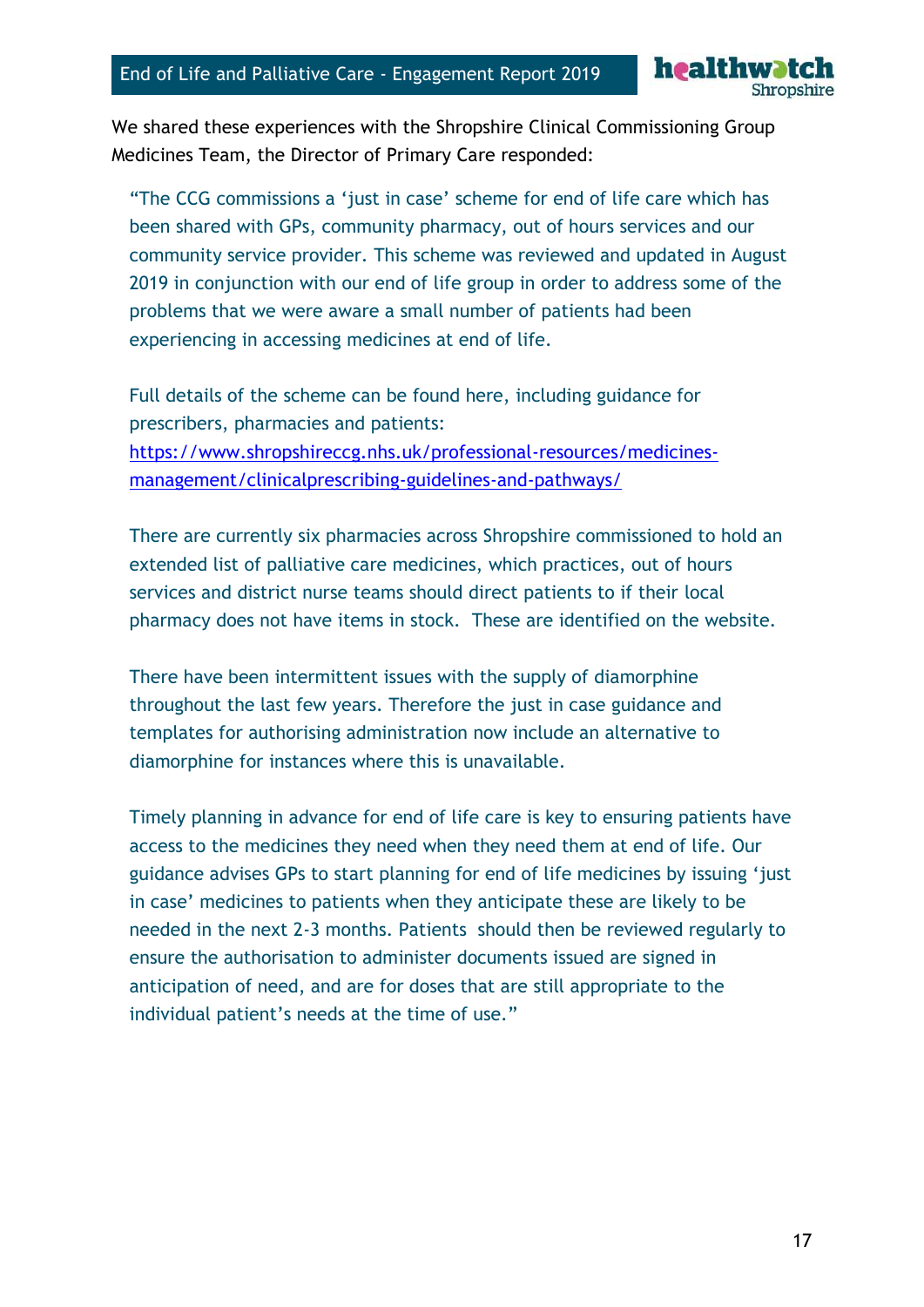We shared these experiences with the Shropshire Clinical Commissioning Group Medicines Team, the Director of Primary Care responded:

> "The CCG commissions a 'just in case' scheme for end of life care which has been shared with GPs, community pharmacy, out of hours services and our community service provider. This scheme was reviewed and updated in August 2019 in conjunction with our end of life group in order to address some of the problems that we were aware a small number of patients had been experiencing in accessing medicines at end of life.
>
> Full details of the scheme can be found here, including guidance for prescribers, pharmacies and patients: [https://www.shropshireccg.nhs.uk/professional-resources/medicines-management/clinicalprescribing-guidelines-and-pathways/](https://www.shropshireccg.nhs.uk/professional-resources/medicines-management/clinicalprescribing-guidelines-and-pathways/)
>
> There are currently six pharmacies across Shropshire commissioned to hold an extended list of palliative care medicines, which practices, out of hours services and district nurse teams should direct patients to if their local pharmacy does not have items in stock. These are identified on the website.
>
> There have been intermittent issues with the supply of diamorphine throughout the last few years. Therefore the just in case guidance and templates for authorising administration now include an alternative to diamorphine for instances where this is unavailable.
>
> Timely planning in advance for end of life care is key to ensuring patients have access to the medicines they need when they need them at end of life. Our guidance advises GPs to start planning for end of life medicines by issuing 'just in case' medicines to patients when they anticipate these are likely to be needed in the next 2-3 months. Patients should then be reviewed regularly to ensure the authorisation to administer documents issued are signed in anticipation of need, and are for doses that are still appropriate to the individual patient's needs at the time of use."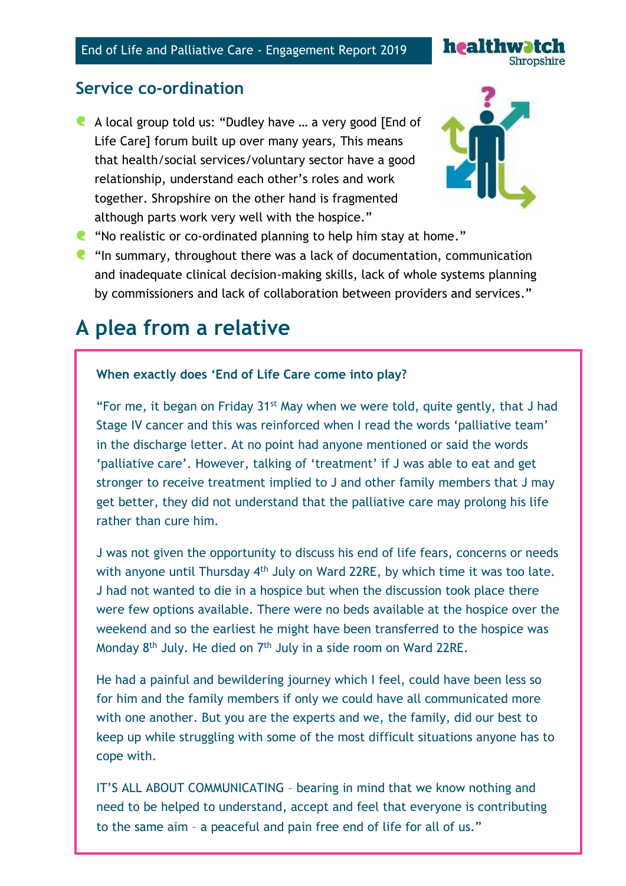## Service co-ordination

- A local group told us: "Dudley have … a very good [End of Life Care] forum built up over many years, This means that health/social services/voluntary sector have a good relationship, understand each other's roles and work together. Shropshire on the other hand is fragmented although parts work very well with the hospice."
- "No realistic or co-ordinated planning to help him stay at home."
- "In summary, throughout there was a lack of documentation, communication and inadequate clinical decision-making skills, lack of whole systems planning by commissioners and lack of collaboration between providers and services."

# A plea from a relative

**When exactly does 'End of Life Care come into play?**

"For me, it began on Friday 31st May when we were told, quite gently, that J had Stage IV cancer and this was reinforced when I read the words 'palliative team' in the discharge letter. At no point had anyone mentioned or said the words 'palliative care'. However, talking of 'treatment' if J was able to eat and get stronger to receive treatment implied to J and other family members that J may get better, they did not understand that the palliative care may prolong his life rather than cure him.

J was not given the opportunity to discuss his end of life fears, concerns or needs with anyone until Thursday 4th July on Ward 22RE, by which time it was too late. J had not wanted to die in a hospice but when the discussion took place there were few options available. There were no beds available at the hospice over the weekend and so the earliest he might have been transferred to the hospice was Monday 8th July. He died on 7th July in a side room on Ward 22RE.

He had a painful and bewildering journey which I feel, could have been less so for him and the family members if only we could have all communicated more with one another. But you are the experts and we, the family, did our best to keep up while struggling with some of the most difficult situations anyone has to cope with.

IT'S ALL ABOUT COMMUNICATING – bearing in mind that we know nothing and need to be helped to understand, accept and feel that everyone is contributing to the same aim – a peaceful and pain free end of life for all of us."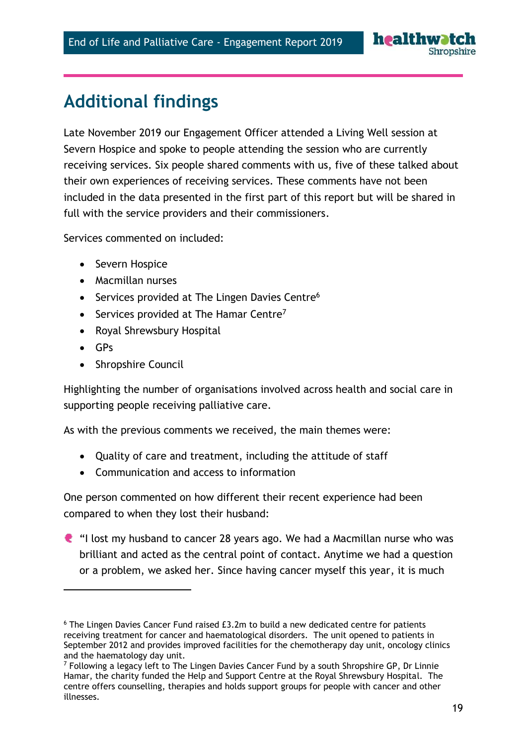## Additional findings

Late November 2019 our Engagement Officer attended a Living Well session at Severn Hospice and spoke to people attending the session who are currently receiving services. Six people shared comments with us, five of these talked about their own experiences of receiving services. These comments have not been included in the data presented in the first part of this report but will be shared in full with the service providers and their commissioners.

Services commented on included:

- Severn Hospice
- Macmillan nurses
- Services provided at The Lingen Davies Centre[6]
- Services provided at The Hamar Centre[7]
- Royal Shrewsbury Hospital
- GPs
- Shropshire Council

Highlighting the number of organisations involved across health and social care in supporting people receiving palliative care.

As with the previous comments we received, the main themes were:

- Quality of care and treatment, including the attitude of staff
- Communication and access to information

One person commented on how different their recent experience had been compared to when they lost their husband:

"I lost my husband to cancer 28 years ago. We had a Macmillan nurse who was brilliant and acted as the central point of contact. Anytime we had a question or a problem, we asked her. Since having cancer myself this year, it is much

---

[6] The Lingen Davies Cancer Fund raised £3.2m to build a new dedicated centre for patients receiving treatment for cancer and haematological disorders. The unit opened to patients in September 2012 and provides improved facilities for the chemotherapy day unit, oncology clinics and the haematology day unit.

[7] Following a legacy left to The Lingen Davies Cancer Fund by a south Shropshire GP, Dr Linnie Hamar, the charity funded the Help and Support Centre at the Royal Shrewsbury Hospital. The centre offers counselling, therapies and holds support groups for people with cancer and other illnesses.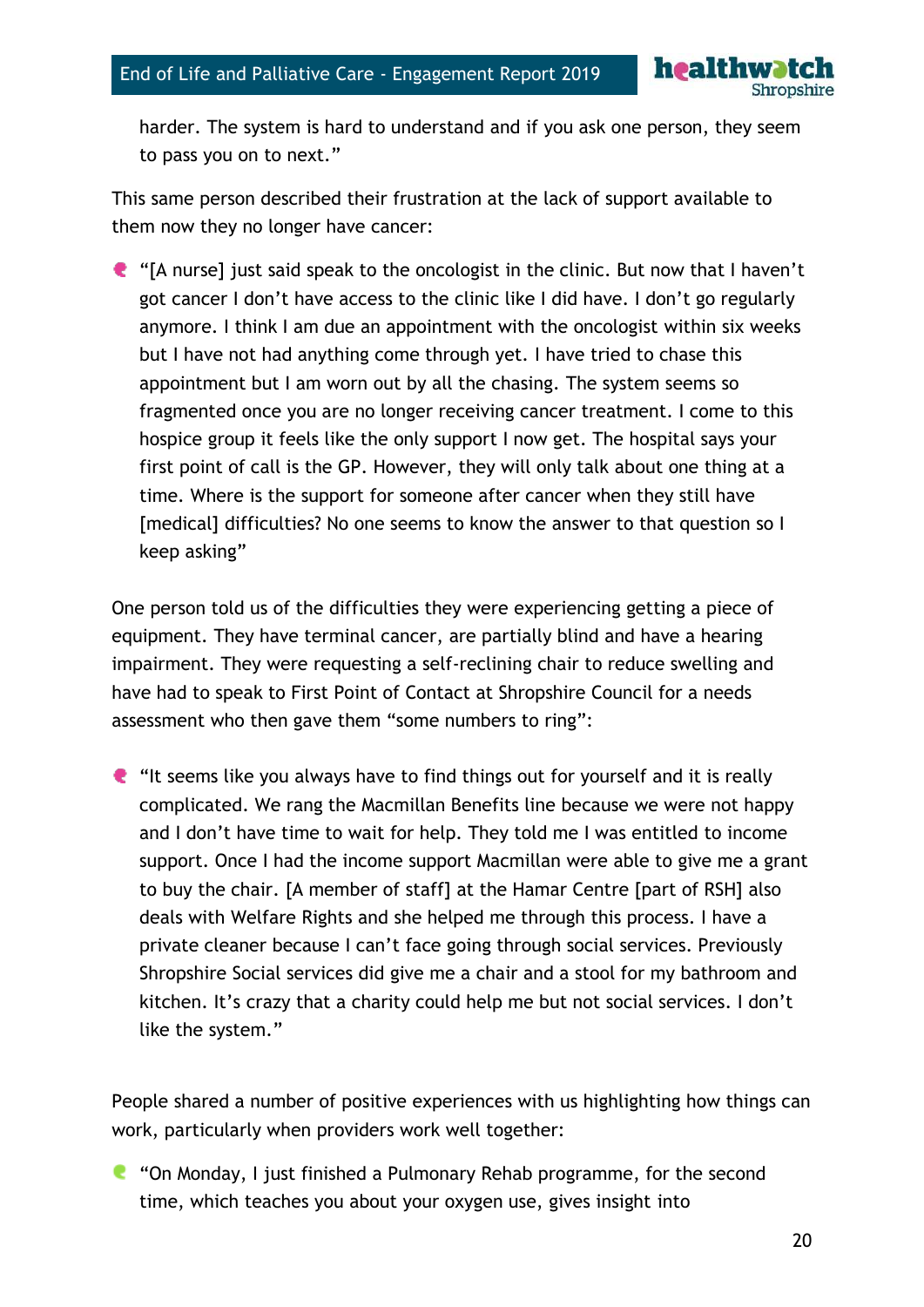harder. The system is hard to understand and if you ask one person, they seem to pass you on to next."

This same person described their frustration at the lack of support available to them now they no longer have cancer:

- "[A nurse] just said speak to the oncologist in the clinic. But now that I haven't got cancer I don't have access to the clinic like I did have. I don't go regularly anymore. I think I am due an appointment with the oncologist within six weeks but I have not had anything come through yet. I have tried to chase this appointment but I am worn out by all the chasing. The system seems so fragmented once you are no longer receiving cancer treatment. I come to this hospice group it feels like the only support I now get. The hospital says your first point of call is the GP. However, they will only talk about one thing at a time. Where is the support for someone after cancer when they still have [medical] difficulties? No one seems to know the answer to that question so I keep asking"

One person told us of the difficulties they were experiencing getting a piece of equipment. They have terminal cancer, are partially blind and have a hearing impairment. They were requesting a self-reclining chair to reduce swelling and have had to speak to First Point of Contact at Shropshire Council for a needs assessment who then gave them "some numbers to ring":

- "It seems like you always have to find things out for yourself and it is really complicated. We rang the Macmillan Benefits line because we were not happy and I don't have time to wait for help. They told me I was entitled to income support. Once I had the income support Macmillan were able to give me a grant to buy the chair. [A member of staff] at the Hamar Centre [part of RSH] also deals with Welfare Rights and she helped me through this process. I have a private cleaner because I can't face going through social services. Previously Shropshire Social services did give me a chair and a stool for my bathroom and kitchen. It's crazy that a charity could help me but not social services. I don't like the system."

People shared a number of positive experiences with us highlighting how things can work, particularly when providers work well together:

- "On Monday, I just finished a Pulmonary Rehab programme, for the second time, which teaches you about your oxygen use, gives insight into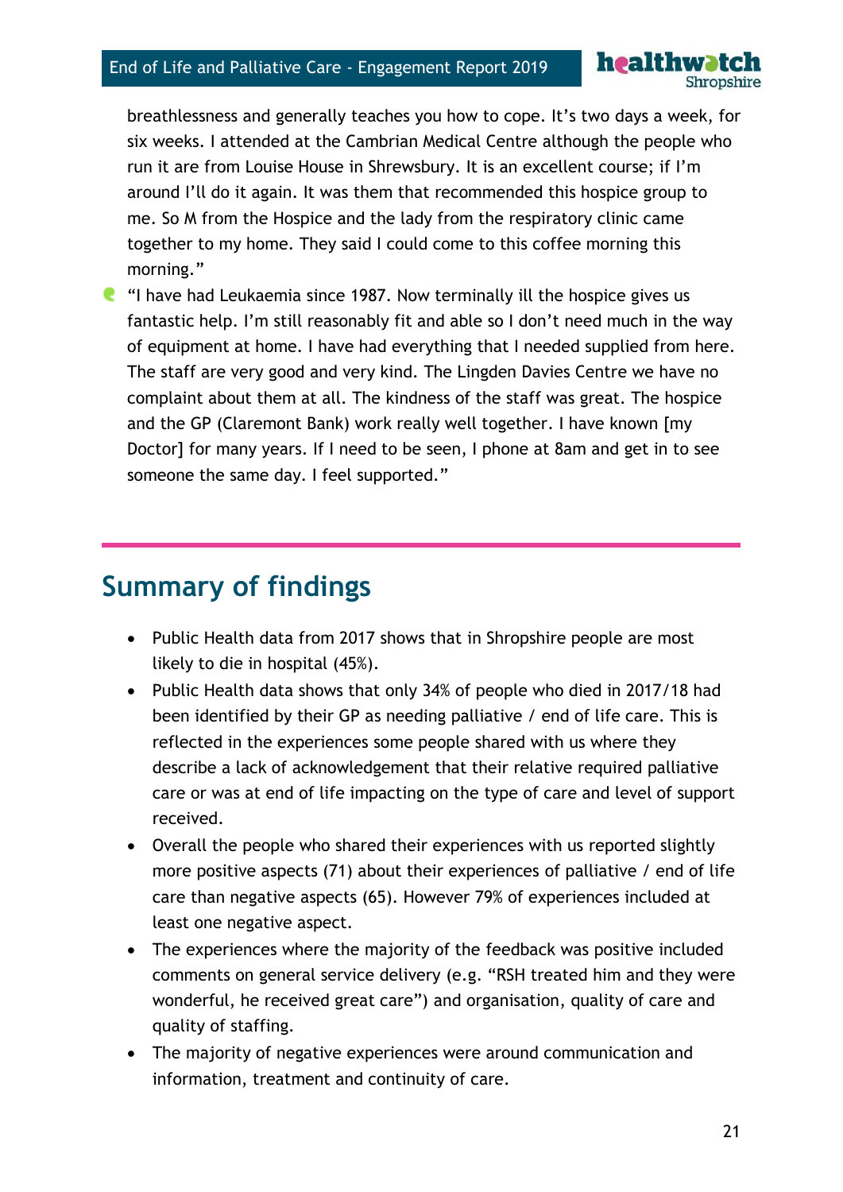breathlessness and generally teaches you how to cope. It's two days a week, for six weeks. I attended at the Cambrian Medical Centre although the people who run it are from Louise House in Shrewsbury. It is an excellent course; if I'm around I'll do it again. It was them that recommended this hospice group to me. So M from the Hospice and the lady from the respiratory clinic came together to my home. They said I could come to this coffee morning this morning."

- "I have had Leukaemia since 1987. Now terminally ill the hospice gives us fantastic help. I'm still reasonably fit and able so I don't need much in the way of equipment at home. I have had everything that I needed supplied from here. The staff are very good and very kind. The Lingden Davies Centre we have no complaint about them at all. The kindness of the staff was great. The hospice and the GP (Claremont Bank) work really well together. I have known [my Doctor] for many years. If I need to be seen, I phone at 8am and get in to see someone the same day. I feel supported."

## Summary of findings

- Public Health data from 2017 shows that in Shropshire people are most likely to die in hospital (45%).
- Public Health data shows that only 34% of people who died in 2017/18 had been identified by their GP as needing palliative / end of life care. This is reflected in the experiences some people shared with us where they describe a lack of acknowledgement that their relative required palliative care or was at end of life impacting on the type of care and level of support received.
- Overall the people who shared their experiences with us reported slightly more positive aspects (71) about their experiences of palliative / end of life care than negative aspects (65). However 79% of experiences included at least one negative aspect.
- The experiences where the majority of the feedback was positive included comments on general service delivery (e.g. "RSH treated him and they were wonderful, he received great care") and organisation, quality of care and quality of staffing.
- The majority of negative experiences were around communication and information, treatment and continuity of care.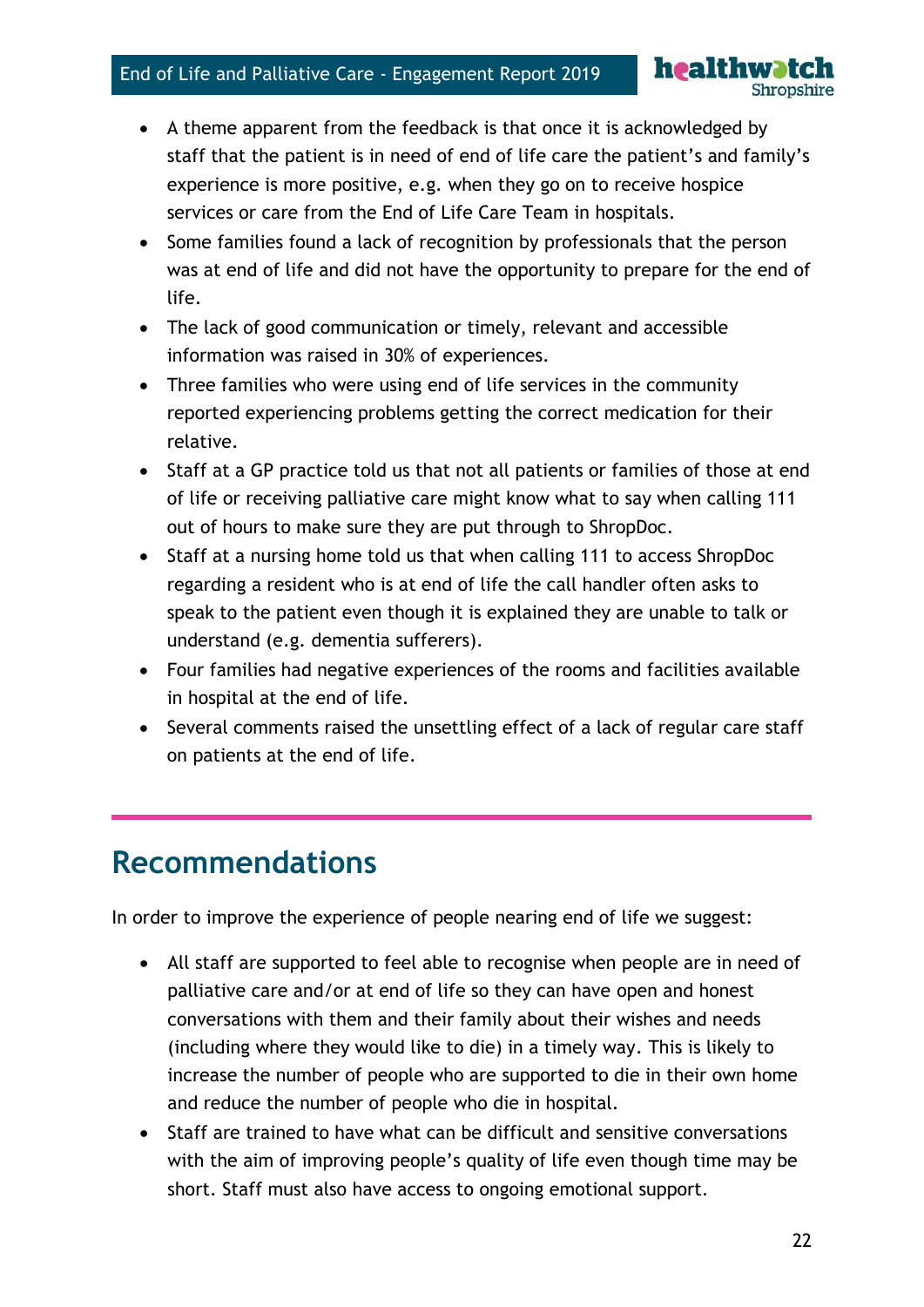- A theme apparent from the feedback is that once it is acknowledged by staff that the patient is in need of end of life care the patient's and family's experience is more positive, e.g. when they go on to receive hospice services or care from the End of Life Care Team in hospitals.
- Some families found a lack of recognition by professionals that the person was at end of life and did not have the opportunity to prepare for the end of life.
- The lack of good communication or timely, relevant and accessible information was raised in 30% of experiences.
- Three families who were using end of life services in the community reported experiencing problems getting the correct medication for their relative.
- Staff at a GP practice told us that not all patients or families of those at end of life or receiving palliative care might know what to say when calling 111 out of hours to make sure they are put through to ShropDoc.
- Staff at a nursing home told us that when calling 111 to access ShropDoc regarding a resident who is at end of life the call handler often asks to speak to the patient even though it is explained they are unable to talk or understand (e.g. dementia sufferers).
- Four families had negative experiences of the rooms and facilities available in hospital at the end of life.
- Several comments raised the unsettling effect of a lack of regular care staff on patients at the end of life.

## Recommendations

In order to improve the experience of people nearing end of life we suggest:

- All staff are supported to feel able to recognise when people are in need of palliative care and/or at end of life so they can have open and honest conversations with them and their family about their wishes and needs (including where they would like to die) in a timely way. This is likely to increase the number of people who are supported to die in their own home and reduce the number of people who die in hospital.
- Staff are trained to have what can be difficult and sensitive conversations with the aim of improving people's quality of life even though time may be short. Staff must also have access to ongoing emotional support.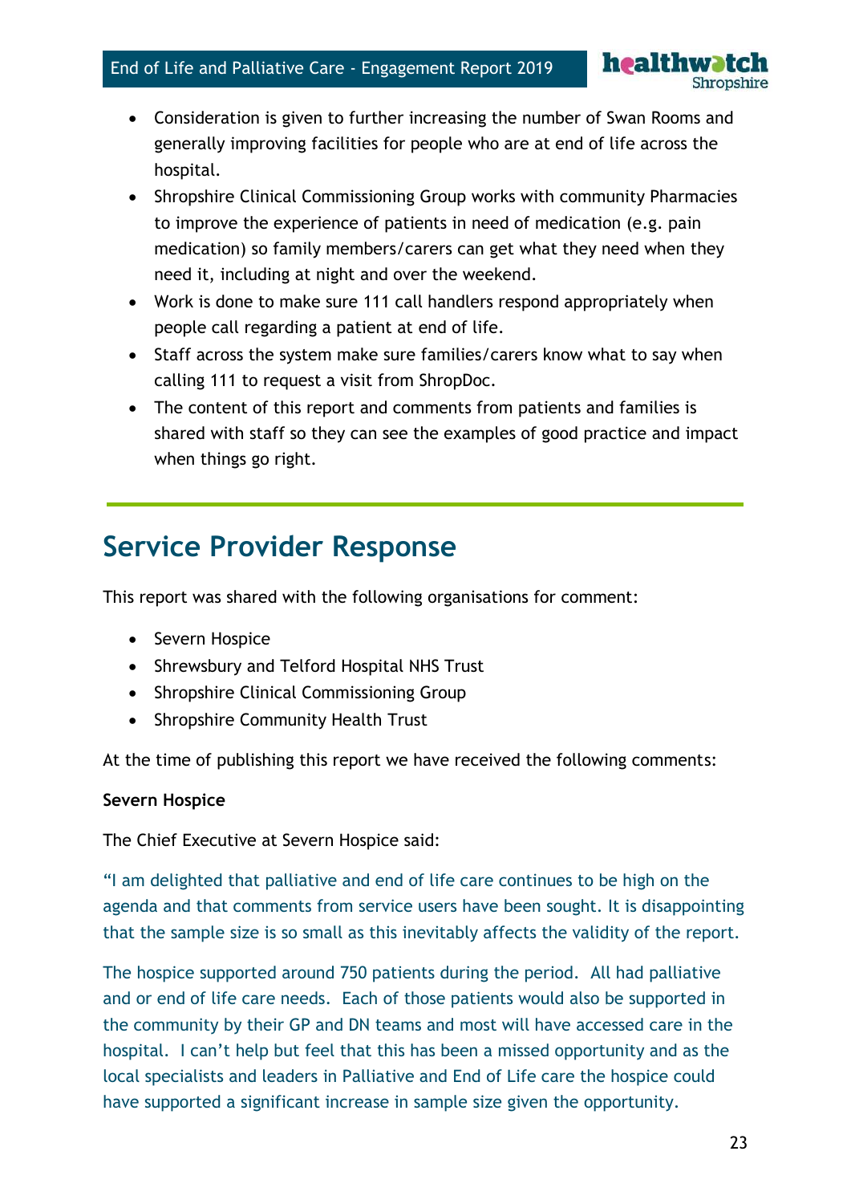- Consideration is given to further increasing the number of Swan Rooms and generally improving facilities for people who are at end of life across the hospital.
- Shropshire Clinical Commissioning Group works with community Pharmacies to improve the experience of patients in need of medication (e.g. pain medication) so family members/carers can get what they need when they need it, including at night and over the weekend.
- Work is done to make sure 111 call handlers respond appropriately when people call regarding a patient at end of life.
- Staff across the system make sure families/carers know what to say when calling 111 to request a visit from ShropDoc.
- The content of this report and comments from patients and families is shared with staff so they can see the examples of good practice and impact when things go right.

---

# Service Provider Response

This report was shared with the following organisations for comment:

- Severn Hospice
- Shrewsbury and Telford Hospital NHS Trust
- Shropshire Clinical Commissioning Group
- Shropshire Community Health Trust

At the time of publishing this report we have received the following comments:

**Severn Hospice**

The Chief Executive at Severn Hospice said:

"I am delighted that palliative and end of life care continues to be high on the agenda and that comments from service users have been sought. It is disappointing that the sample size is so small as this inevitably affects the validity of the report.

The hospice supported around 750 patients during the period. All had palliative and or end of life care needs. Each of those patients would also be supported in the community by their GP and DN teams and most will have accessed care in the hospital. I can't help but feel that this has been a missed opportunity and as the local specialists and leaders in Palliative and End of Life care the hospice could have supported a significant increase in sample size given the opportunity.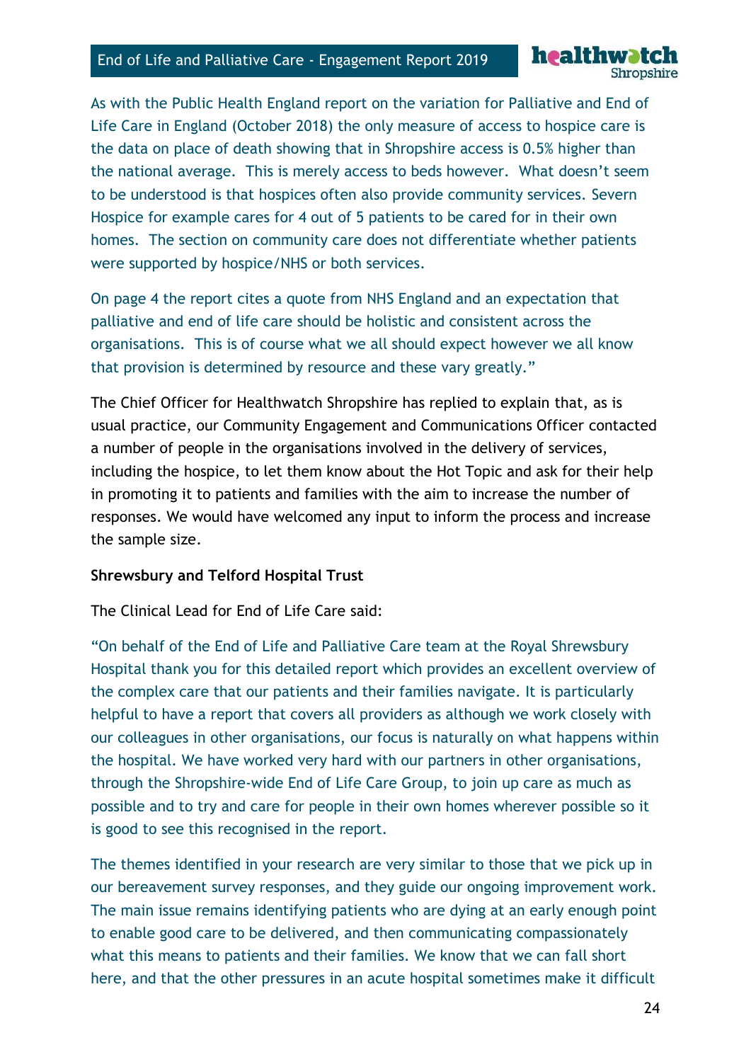As with the Public Health England report on the variation for Palliative and End of Life Care in England (October 2018) the only measure of access to hospice care is the data on place of death showing that in Shropshire access is 0.5% higher than the national average. This is merely access to beds however. What doesn't seem to be understood is that hospices often also provide community services. Severn Hospice for example cares for 4 out of 5 patients to be cared for in their own homes. The section on community care does not differentiate whether patients were supported by hospice/NHS or both services.

On page 4 the report cites a quote from NHS England and an expectation that palliative and end of life care should be holistic and consistent across the organisations. This is of course what we all should expect however we all know that provision is determined by resource and these vary greatly."

The Chief Officer for Healthwatch Shropshire has replied to explain that, as is usual practice, our Community Engagement and Communications Officer contacted a number of people in the organisations involved in the delivery of services, including the hospice, to let them know about the Hot Topic and ask for their help in promoting it to patients and families with the aim to increase the number of responses. We would have welcomed any input to inform the process and increase the sample size.

**Shrewsbury and Telford Hospital Trust**

The Clinical Lead for End of Life Care said:

"On behalf of the End of Life and Palliative Care team at the Royal Shrewsbury Hospital thank you for this detailed report which provides an excellent overview of the complex care that our patients and their families navigate. It is particularly helpful to have a report that covers all providers as although we work closely with our colleagues in other organisations, our focus is naturally on what happens within the hospital. We have worked very hard with our partners in other organisations, through the Shropshire-wide End of Life Care Group, to join up care as much as possible and to try and care for people in their own homes wherever possible so it is good to see this recognised in the report.

The themes identified in your research are very similar to those that we pick up in our bereavement survey responses, and they guide our ongoing improvement work. The main issue remains identifying patients who are dying at an early enough point to enable good care to be delivered, and then communicating compassionately what this means to patients and their families. We know that we can fall short here, and that the other pressures in an acute hospital sometimes make it difficult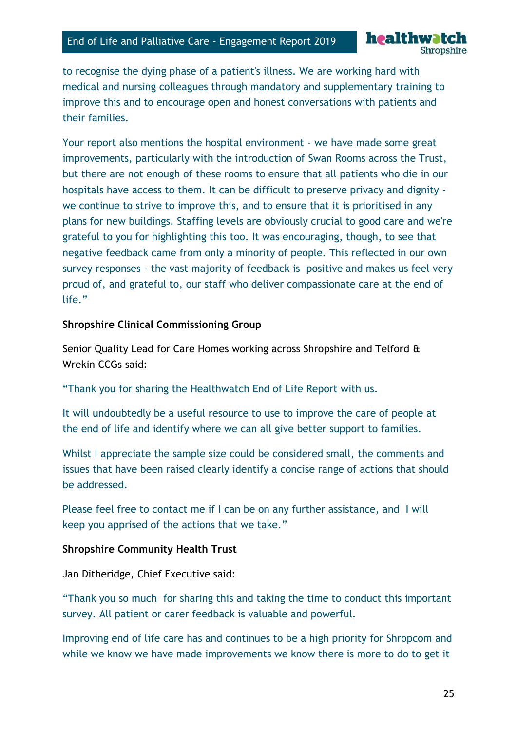to recognise the dying phase of a patient's illness. We are working hard with medical and nursing colleagues through mandatory and supplementary training to improve this and to encourage open and honest conversations with patients and their families.

Your report also mentions the hospital environment - we have made some great improvements, particularly with the introduction of Swan Rooms across the Trust, but there are not enough of these rooms to ensure that all patients who die in our hospitals have access to them. It can be difficult to preserve privacy and dignity - we continue to strive to improve this, and to ensure that it is prioritised in any plans for new buildings. Staffing levels are obviously crucial to good care and we're grateful to you for highlighting this too. It was encouraging, though, to see that negative feedback came from only a minority of people. This reflected in our own survey responses - the vast majority of feedback is positive and makes us feel very proud of, and grateful to, our staff who deliver compassionate care at the end of life."

**Shropshire Clinical Commissioning Group**

Senior Quality Lead for Care Homes working across Shropshire and Telford & Wrekin CCGs said:

"Thank you for sharing the Healthwatch End of Life Report with us.

It will undoubtedly be a useful resource to use to improve the care of people at the end of life and identify where we can all give better support to families.

Whilst I appreciate the sample size could be considered small, the comments and issues that have been raised clearly identify a concise range of actions that should be addressed.

Please feel free to contact me if I can be on any further assistance, and I will keep you apprised of the actions that we take."

**Shropshire Community Health Trust**

Jan Ditheridge, Chief Executive said:

"Thank you so much for sharing this and taking the time to conduct this important survey. All patient or carer feedback is valuable and powerful.

Improving end of life care has and continues to be a high priority for Shropcom and while we know we have made improvements we know there is more to do to get it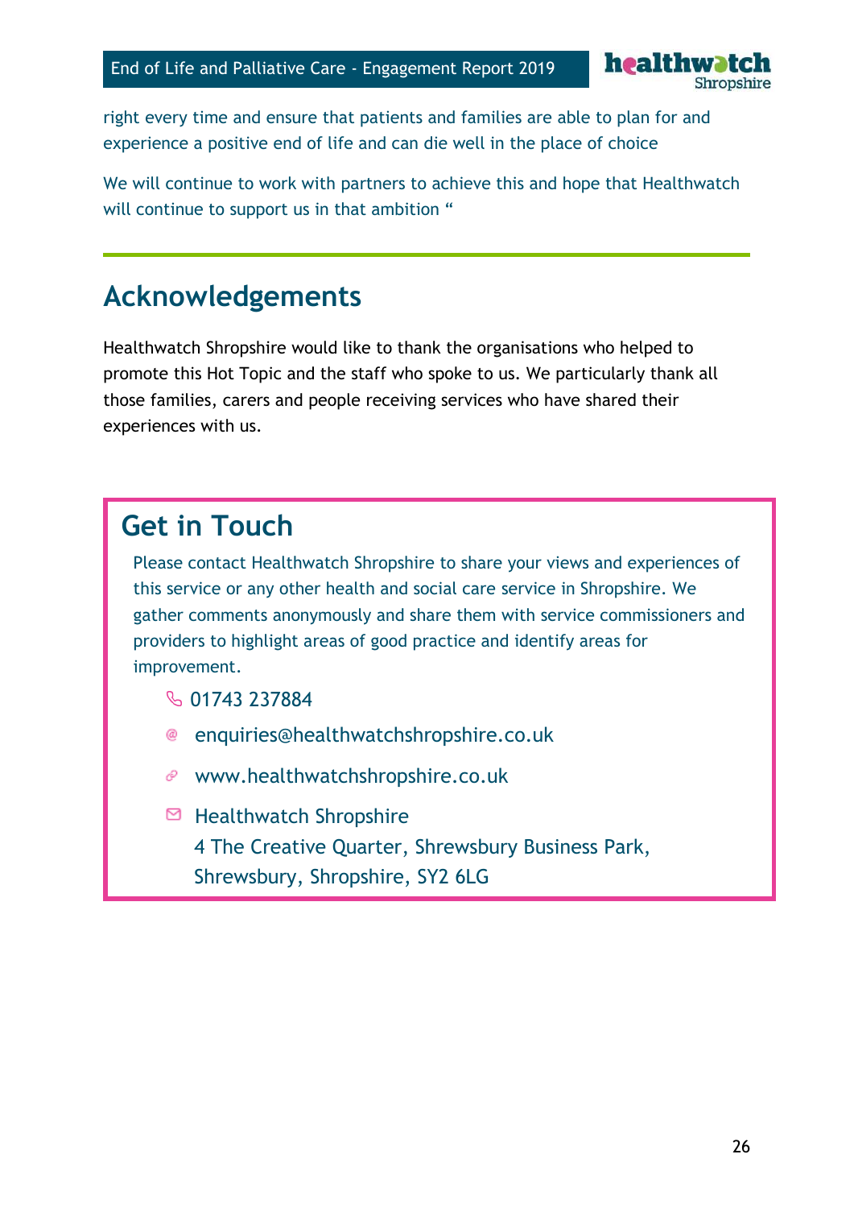right every time and ensure that patients and families are able to plan for and experience a positive end of life and can die well in the place of choice

We will continue to work with partners to achieve this and hope that Healthwatch will continue to support us in that ambition "

## Acknowledgements

Healthwatch Shropshire would like to thank the organisations who helped to promote this Hot Topic and the staff who spoke to us. We particularly thank all those families, carers and people receiving services who have shared their experiences with us.

## Get in Touch

Please contact Healthwatch Shropshire to share your views and experiences of this service or any other health and social care service in Shropshire. We gather comments anonymously and share them with service commissioners and providers to highlight areas of good practice and identify areas for improvement.

- 01743 237884
- enquiries@healthwatchshropshire.co.uk
- www.healthwatchshropshire.co.uk
- Healthwatch Shropshire
  4 The Creative Quarter, Shrewsbury Business Park,
  Shrewsbury, Shropshire, SY2 6LG